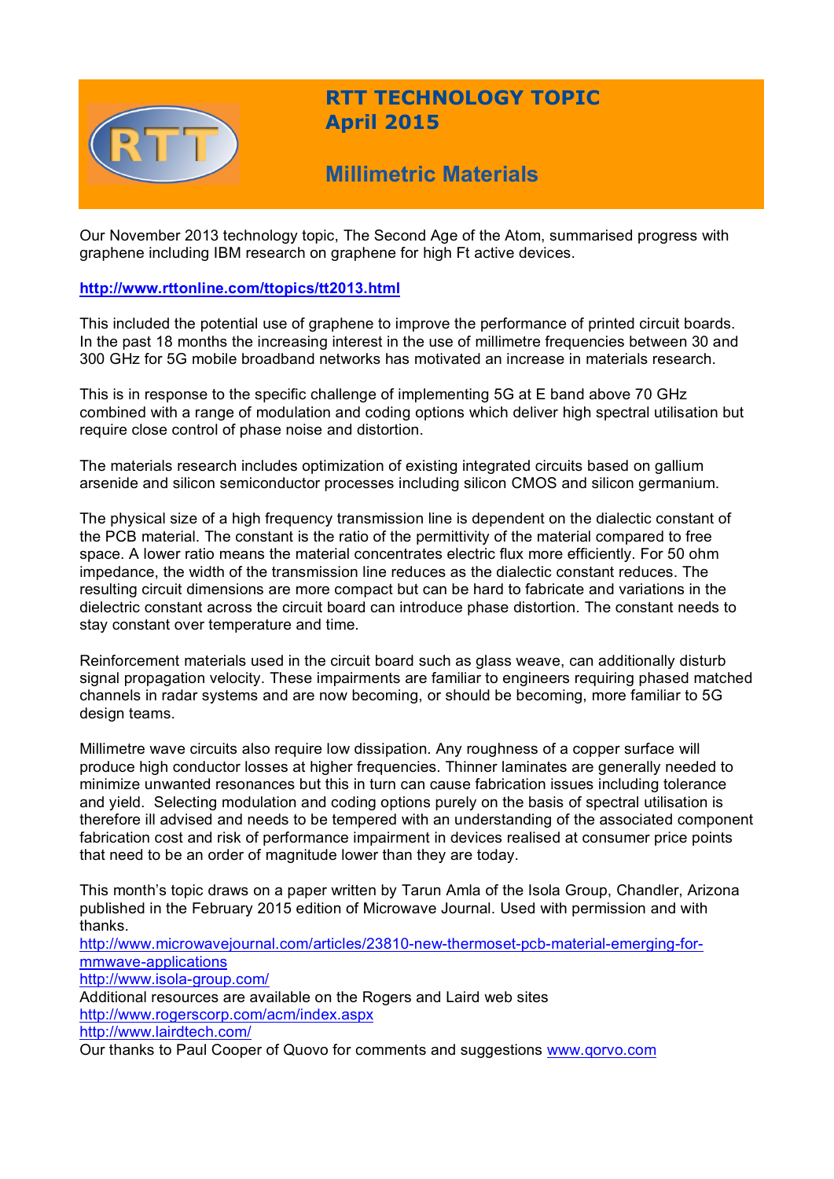# RTT TECHNOLOGY TOPIC
## April 2015

## Millimetric Materials

Our November 2013 technology topic, The Second Age of the Atom, summarised progress with graphene including IBM research on graphene for high Ft active devices.

**http://www.rttonline.com/ttopics/tt2013.html**

This included the potential use of graphene to improve the performance of printed circuit boards. In the past 18 months the increasing interest in the use of millimetre frequencies between 30 and 300 GHz for 5G mobile broadband networks has motivated an increase in materials research.

This is in response to the specific challenge of implementing 5G at E band above 70 GHz combined with a range of modulation and coding options which deliver high spectral utilisation but require close control of phase noise and distortion.

The materials research includes optimization of existing integrated circuits based on gallium arsenide and silicon semiconductor processes including silicon CMOS and silicon germanium.

The physical size of a high frequency transmission line is dependent on the dialectic constant of the PCB material. The constant is the ratio of the permittivity of the material compared to free space. A lower ratio means the material concentrates electric flux more efficiently. For 50 ohm impedance, the width of the transmission line reduces as the dialectic constant reduces. The resulting circuit dimensions are more compact but can be hard to fabricate and variations in the dielectric constant across the circuit board can introduce phase distortion. The constant needs to stay constant over temperature and time.

Reinforcement materials used in the circuit board such as glass weave, can additionally disturb signal propagation velocity. These impairments are familiar to engineers requiring phased matched channels in radar systems and are now becoming, or should be becoming, more familiar to 5G design teams.

Millimetre wave circuits also require low dissipation. Any roughness of a copper surface will produce high conductor losses at higher frequencies. Thinner laminates are generally needed to minimize unwanted resonances but this in turn can cause fabrication issues including tolerance and yield. Selecting modulation and coding options purely on the basis of spectral utilisation is therefore ill advised and needs to be tempered with an understanding of the associated component fabrication cost and risk of performance impairment in devices realised at consumer price points that need to be an order of magnitude lower than they are today.

This month's topic draws on a paper written by Tarun Amla of the Isola Group, Chandler, Arizona published in the February 2015 edition of Microwave Journal. Used with permission and with thanks.
http://www.microwavejournal.com/articles/23810-new-thermoset-pcb-material-emerging-for-mmwave-applications
http://www.isola-group.com/
Additional resources are available on the Rogers and Laird web sites
http://www.rogerscorp.com/acm/index.aspx
http://www.lairdtech.com/
Our thanks to Paul Cooper of Quovo for comments and suggestions www.qorvo.com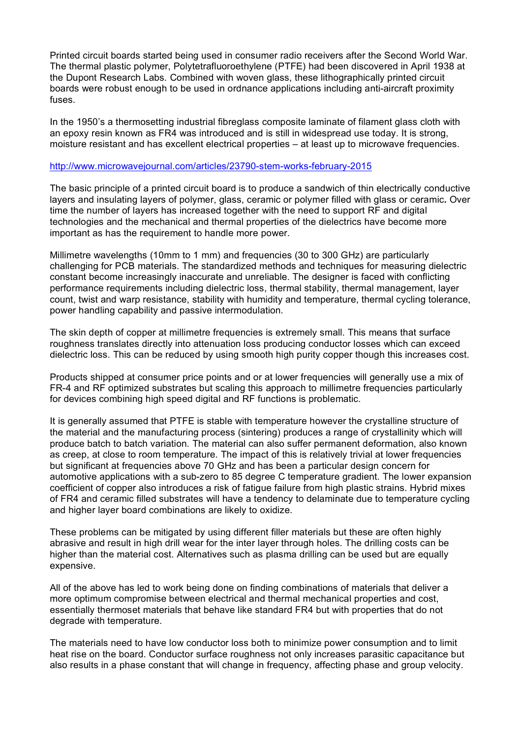Printed circuit boards started being used in consumer radio receivers after the Second World War. The thermal plastic polymer, Polytetrafluoroethylene (PTFE) had been discovered in April 1938 at the Dupont Research Labs. Combined with woven glass, these lithographically printed circuit boards were robust enough to be used in ordnance applications including anti-aircraft proximity fuses.

In the 1950's a thermosetting industrial fibreglass composite laminate of filament glass cloth with an epoxy resin known as FR4 was introduced and is still in widespread use today. It is strong, moisture resistant and has excellent electrical properties – at least up to microwave frequencies.

http://www.microwavejournal.com/articles/23790-stem-works-february-2015

The basic principle of a printed circuit board is to produce a sandwich of thin electrically conductive layers and insulating layers of polymer, glass, ceramic or polymer filled with glass or ceramic**.** Over time the number of layers has increased together with the need to support RF and digital technologies and the mechanical and thermal properties of the dielectrics have become more important as has the requirement to handle more power.

Millimetre wavelengths (10mm to 1 mm) and frequencies (30 to 300 GHz) are particularly challenging for PCB materials. The standardized methods and techniques for measuring dielectric constant become increasingly inaccurate and unreliable. The designer is faced with conflicting performance requirements including dielectric loss, thermal stability, thermal management, layer count, twist and warp resistance, stability with humidity and temperature, thermal cycling tolerance, power handling capability and passive intermodulation.

The skin depth of copper at millimetre frequencies is extremely small. This means that surface roughness translates directly into attenuation loss producing conductor losses which can exceed dielectric loss. This can be reduced by using smooth high purity copper though this increases cost.

Products shipped at consumer price points and or at lower frequencies will generally use a mix of FR-4 and RF optimized substrates but scaling this approach to millimetre frequencies particularly for devices combining high speed digital and RF functions is problematic.

It is generally assumed that PTFE is stable with temperature however the crystalline structure of the material and the manufacturing process (sintering) produces a range of crystallinity which will produce batch to batch variation. The material can also suffer permanent deformation, also known as creep, at close to room temperature. The impact of this is relatively trivial at lower frequencies but significant at frequencies above 70 GHz and has been a particular design concern for automotive applications with a sub-zero to 85 degree C temperature gradient. The lower expansion coefficient of copper also introduces a risk of fatigue failure from high plastic strains. Hybrid mixes of FR4 and ceramic filled substrates will have a tendency to delaminate due to temperature cycling and higher layer board combinations are likely to oxidize.

These problems can be mitigated by using different filler materials but these are often highly abrasive and result in high drill wear for the inter layer through holes. The drilling costs can be higher than the material cost. Alternatives such as plasma drilling can be used but are equally expensive.

All of the above has led to work being done on finding combinations of materials that deliver a more optimum compromise between electrical and thermal mechanical properties and cost, essentially thermoset materials that behave like standard FR4 but with properties that do not degrade with temperature.

The materials need to have low conductor loss both to minimize power consumption and to limit heat rise on the board. Conductor surface roughness not only increases parasitic capacitance but also results in a phase constant that will change in frequency, affecting phase and group velocity.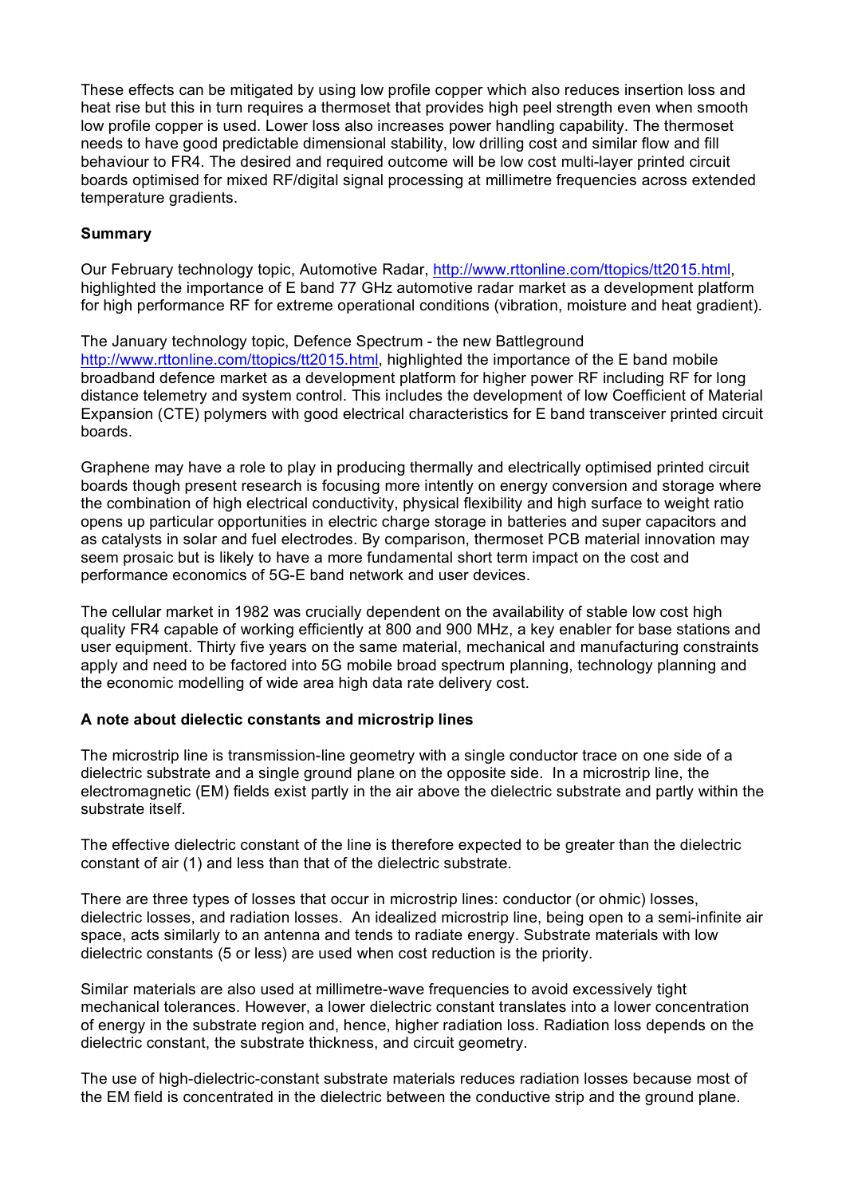These effects can be mitigated by using low profile copper which also reduces insertion loss and heat rise but this in turn requires a thermoset that provides high peel strength even when smooth low profile copper is used. Lower loss also increases power handling capability. The thermoset needs to have good predictable dimensional stability, low drilling cost and similar flow and fill behaviour to FR4. The desired and required outcome will be low cost multi-layer printed circuit boards optimised for mixed RF/digital signal processing at millimetre frequencies across extended temperature gradients.

**Summary**

Our February technology topic, Automotive Radar, http://www.rttonline.com/ttopics/tt2015.html, highlighted the importance of E band 77 GHz automotive radar market as a development platform for high performance RF for extreme operational conditions (vibration, moisture and heat gradient).

The January technology topic, Defence Spectrum - the new Battleground http://www.rttonline.com/ttopics/tt2015.html, highlighted the importance of the E band mobile broadband defence market as a development platform for higher power RF including RF for long distance telemetry and system control. This includes the development of low Coefficient of Material Expansion (CTE) polymers with good electrical characteristics for E band transceiver printed circuit boards.

Graphene may have a role to play in producing thermally and electrically optimised printed circuit boards though present research is focusing more intently on energy conversion and storage where the combination of high electrical conductivity, physical flexibility and high surface to weight ratio opens up particular opportunities in electric charge storage in batteries and super capacitors and as catalysts in solar and fuel electrodes. By comparison, thermoset PCB material innovation may seem prosaic but is likely to have a more fundamental short term impact on the cost and performance economics of 5G-E band network and user devices.

The cellular market in 1982 was crucially dependent on the availability of stable low cost high quality FR4 capable of working efficiently at 800 and 900 MHz, a key enabler for base stations and user equipment. Thirty five years on the same material, mechanical and manufacturing constraints apply and need to be factored into 5G mobile broad spectrum planning, technology planning and the economic modelling of wide area high data rate delivery cost.

**A note about dielectic constants and microstrip lines**

The microstrip line is transmission-line geometry with a single conductor trace on one side of a dielectric substrate and a single ground plane on the opposite side. In a microstrip line, the electromagnetic (EM) fields exist partly in the air above the dielectric substrate and partly within the substrate itself.

The effective dielectric constant of the line is therefore expected to be greater than the dielectric constant of air (1) and less than that of the dielectric substrate.

There are three types of losses that occur in microstrip lines: conductor (or ohmic) losses, dielectric losses, and radiation losses. An idealized microstrip line, being open to a semi-infinite air space, acts similarly to an antenna and tends to radiate energy. Substrate materials with low dielectric constants (5 or less) are used when cost reduction is the priority.

Similar materials are also used at millimetre-wave frequencies to avoid excessively tight mechanical tolerances. However, a lower dielectric constant translates into a lower concentration of energy in the substrate region and, hence, higher radiation loss. Radiation loss depends on the dielectric constant, the substrate thickness, and circuit geometry.

The use of high-dielectric-constant substrate materials reduces radiation losses because most of the EM field is concentrated in the dielectric between the conductive strip and the ground plane.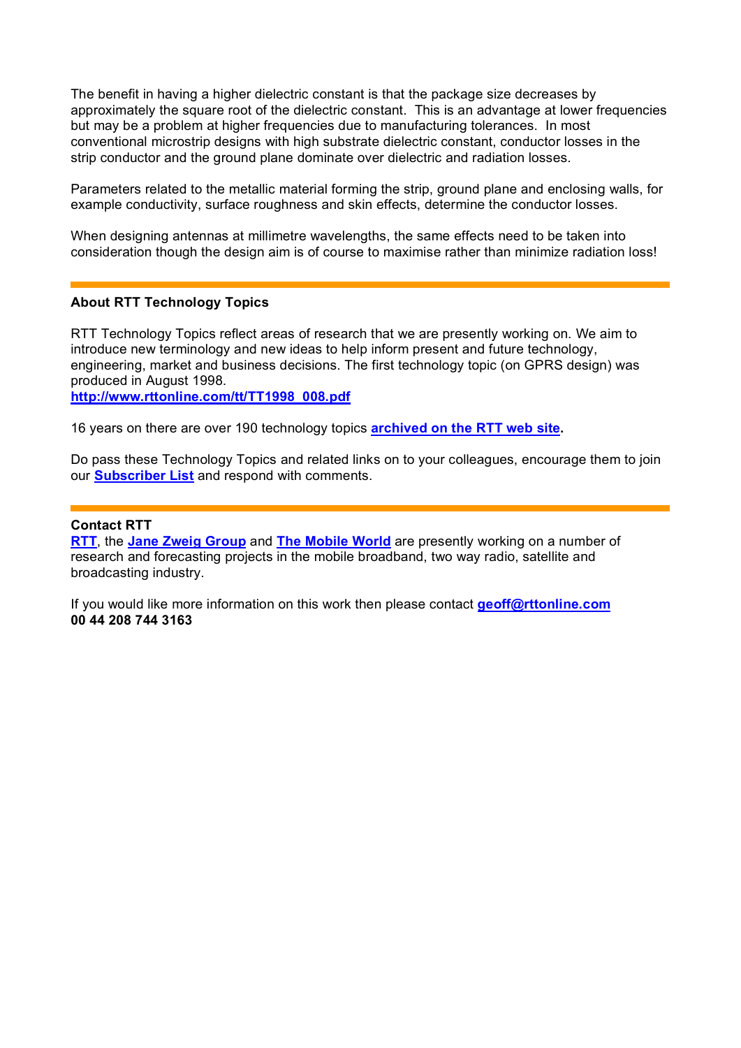The benefit in having a higher dielectric constant is that the package size decreases by approximately the square root of the dielectric constant. This is an advantage at lower frequencies but may be a problem at higher frequencies due to manufacturing tolerances. In most conventional microstrip designs with high substrate dielectric constant, conductor losses in the strip conductor and the ground plane dominate over dielectric and radiation losses.

Parameters related to the metallic material forming the strip, ground plane and enclosing walls, for example conductivity, surface roughness and skin effects, determine the conductor losses.

When designing antennas at millimetre wavelengths, the same effects need to be taken into consideration though the design aim is of course to maximise rather than minimize radiation loss!

---

**About RTT Technology Topics**

RTT Technology Topics reflect areas of research that we are presently working on. We aim to introduce new terminology and new ideas to help inform present and future technology, engineering, market and business decisions. The first technology topic (on GPRS design) was produced in August 1998.
**http://www.rttonline.com/tt/TT1998_008.pdf**

16 years on there are over 190 technology topics **archived on the RTT web site**.

Do pass these Technology Topics and related links on to your colleagues, encourage them to join our **Subscriber List** and respond with comments.

---

**Contact RTT**
**RTT**, the **Jane Zweig Group** and **The Mobile World** are presently working on a number of research and forecasting projects in the mobile broadband, two way radio, satellite and broadcasting industry.

If you would like more information on this work then please contact **geoff@rttonline.com**
**00 44 208 744 3163**